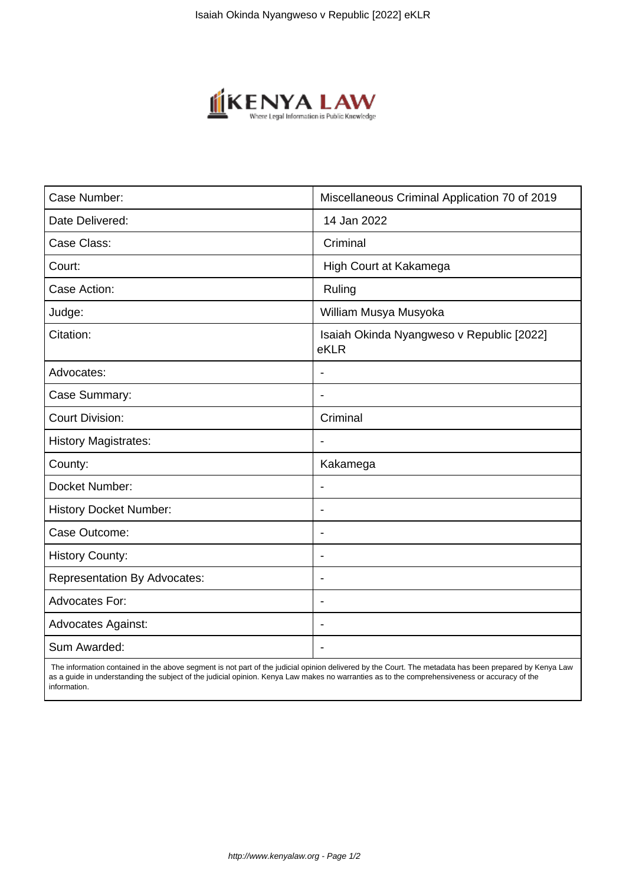| Case Number: | Miscellaneous Criminal Application 70 of 2019 |
| --- | --- |
| Date Delivered: | 14 Jan 2022 |
| Case Class: | Criminal |
| Court: | High Court at Kakamega |
| Case Action: | Ruling |
| Judge: | William Musya Musyoka |
| Citation: | Isaiah Okinda Nyangweso v Republic [2022] eKLR |
| Advocates: | - |
| Case Summary: | - |
| Court Division: | Criminal |
| History Magistrates: | - |
| County: | Kakamega |
| Docket Number: | - |
| History Docket Number: | - |
| Case Outcome: | - |
| History County: | - |
| Representation By Advocates: | - |
| Advocates For: | - |
| Advocates Against: | - |
| Sum Awarded: | - |

The information contained in the above segment is not part of the judicial opinion delivered by the Court. The metadata has been prepared by Kenya Law as a guide in understanding the subject of the judicial opinion. Kenya Law makes no warranties as to the comprehensiveness or accuracy of the information.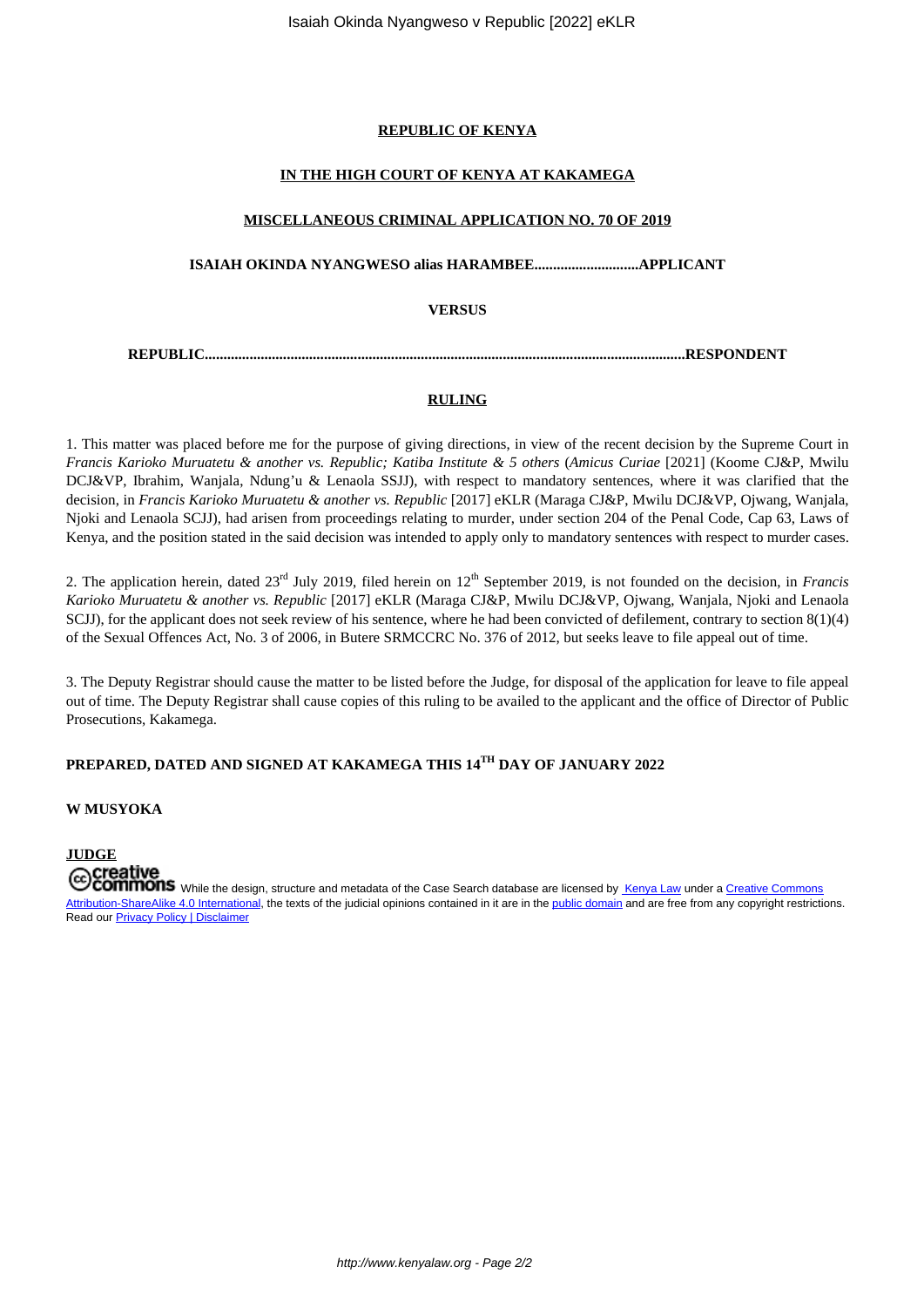**REPUBLIC OF KENYA**

**IN THE HIGH COURT OF KENYA AT KAKAMEGA**

**MISCELLANEOUS CRIMINAL APPLICATION NO. 70 OF 2019**

**ISAIAH OKINDA NYANGWESO alias HARAMBEE............................APPLICANT**

**VERSUS**

**REPUBLIC.................................................................................................................................RESPONDENT**

**RULING**

1. This matter was placed before me for the purpose of giving directions, in view of the recent decision by the Supreme Court in *Francis Karioko Muruatetu & another vs. Republic; Katiba Institute & 5 others* (*Amicus Curiae* [2021] (Koome CJ&P, Mwilu DCJ&VP, Ibrahim, Wanjala, Ndung'u & Lenaola SSJJ), with respect to mandatory sentences, where it was clarified that the decision, in *Francis Karioko Muruatetu & another vs. Republic* [2017] eKLR (Maraga CJ&P, Mwilu DCJ&VP, Ojwang, Wanjala, Njoki and Lenaola SCJJ), had arisen from proceedings relating to murder, under section 204 of the Penal Code, Cap 63, Laws of Kenya, and the position stated in the said decision was intended to apply only to mandatory sentences with respect to murder cases.

2. The application herein, dated 23rd July 2019, filed herein on 12th September 2019, is not founded on the decision, in *Francis Karioko Muruatetu & another vs. Republic* [2017] eKLR (Maraga CJ&P, Mwilu DCJ&VP, Ojwang, Wanjala, Njoki and Lenaola SCJJ), for the applicant does not seek review of his sentence, where he had been convicted of defilement, contrary to section 8(1)(4) of the Sexual Offences Act, No. 3 of 2006, in Butere SRMCCRC No. 376 of 2012, but seeks leave to file appeal out of time.

3. The Deputy Registrar should cause the matter to be listed before the Judge, for disposal of the application for leave to file appeal out of time. The Deputy Registrar shall cause copies of this ruling to be availed to the applicant and the office of Director of Public Prosecutions, Kakamega.

**PREPARED, DATED AND SIGNED AT KAKAMEGA THIS 14TH DAY OF JANUARY 2022**

**W MUSYOKA**

**JUDGE**

While the design, structure and metadata of the Case Search database are licensed by Kenya Law under a Creative Commons Attribution-ShareAlike 4.0 International, the texts of the judicial opinions contained in it are in the public domain and are free from any copyright restrictions. Read our Privacy Policy | Disclaimer